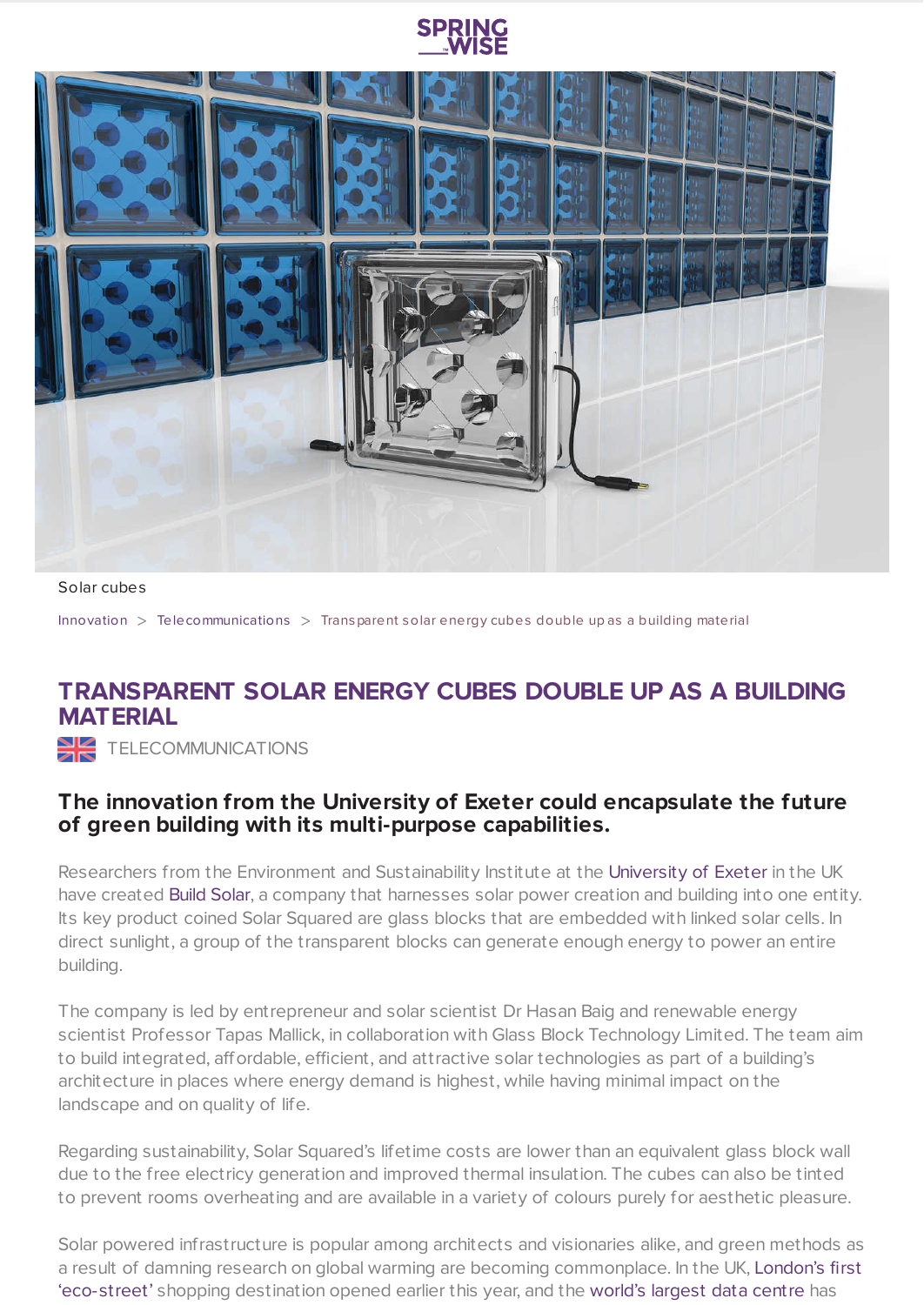Solar cubes

Innovation > Telecommunications > Transparent solar energy cubes double up as a building material

# TRANSPARENT SOLAR ENERGY CUBES DOUBLE UP AS A BUILDING MATERIAL

TELECOMMUNICATIONS

### The innovation from the University of Exeter could encapsulate the future of green building with its multi-purpose capabilities.

Researchers from the Environment and Sustainability Institute at the University of Exeter in the UK have created Build Solar, a company that harnesses solar power creation and building into one entity. Its key product coined Solar Squared are glass blocks that are embedded with linked solar cells. In direct sunlight, a group of the transparent blocks can generate enough energy to power an entire building.

The company is led by entrepreneur and solar scientist Dr Hasan Baig and renewable energy scientist Professor Tapas Mallick, in collaboration with Glass Block Technology Limited. The team aim to build integrated, affordable, efficient, and attractive solar technologies as part of a building's architecture in places where energy demand is highest, while having minimal impact on the landscape and on quality of life.

Regarding sustainability, Solar Squared's lifetime costs are lower than an equivalent glass block wall due to the free electricy generation and improved thermal insulation. The cubes can also be tinted to prevent rooms overheating and are available in a variety of colours purely for aesthetic pleasure.

Solar powered infrastructure is popular among architects and visionaries alike, and green methods as a result of damning research on global warming are becoming commonplace. In the UK, London's first 'eco-street' shopping destination opened earlier this year, and the world's largest data centre has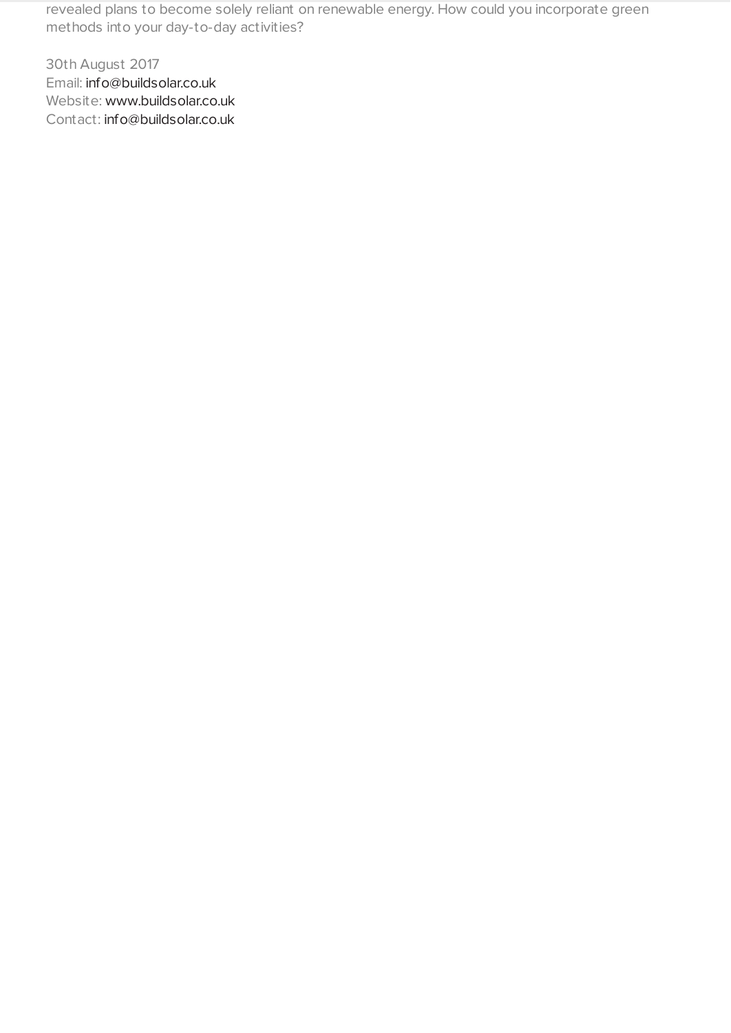revealed plans to become solely reliant on renewable energy. How could you incorporate green methods into your day-to-day activities?

30th August 2017
Email: info@buildsolar.co.uk
Website: www.buildsolar.co.uk
Contact: info@buildsolar.co.uk